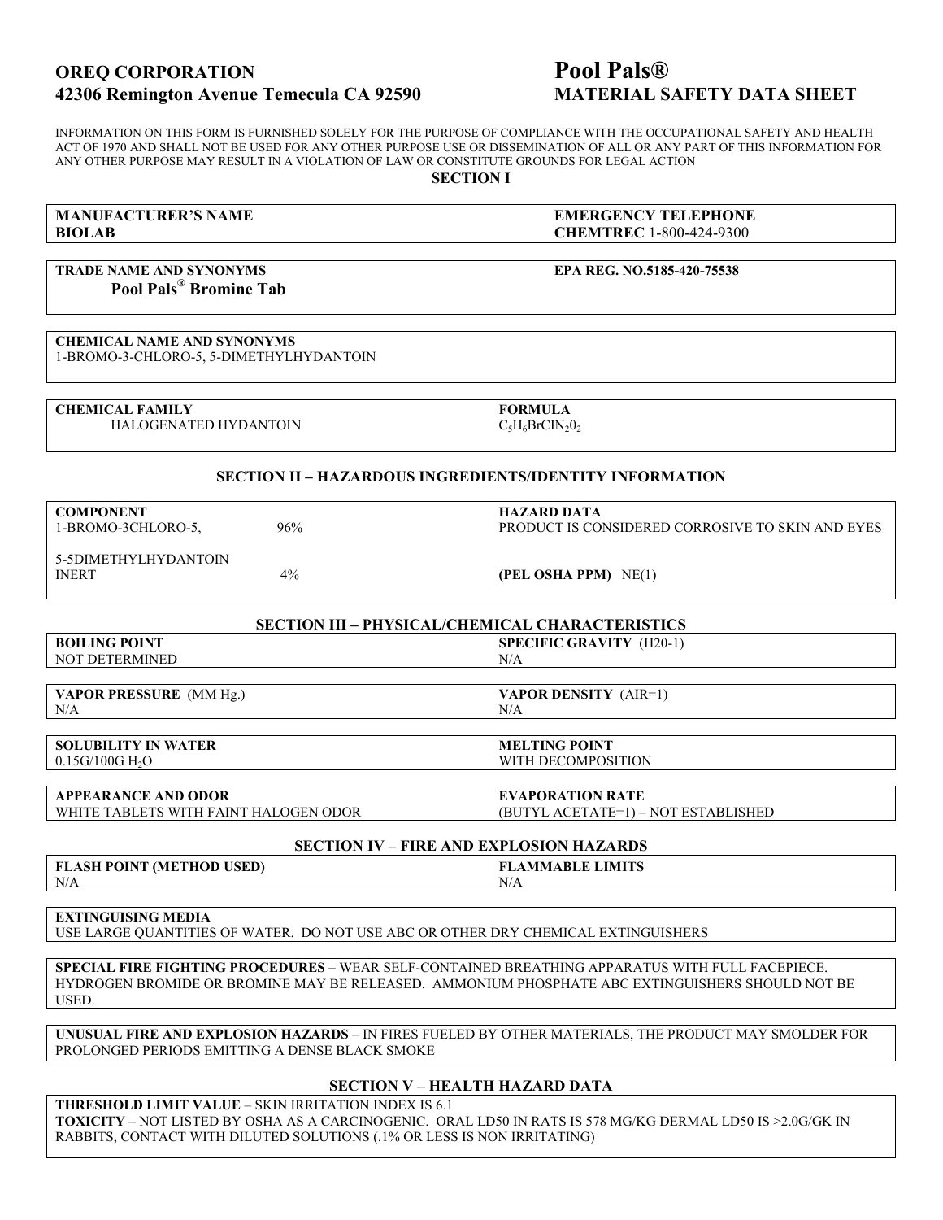**OREQ CORPORATION**
**42306 Remington Avenue Temecula CA 92590**

# Pool Pals®
## MATERIAL SAFETY DATA SHEET

INFORMATION ON THIS FORM IS FURNISHED SOLELY FOR THE PURPOSE OF COMPLIANCE WITH THE OCCUPATIONAL SAFETY AND HEALTH ACT OF 1970 AND SHALL NOT BE USED FOR ANY OTHER PURPOSE USE OR DISSEMINATION OF ALL OR ANY PART OF THIS INFORMATION FOR ANY OTHER PURPOSE MAY RESULT IN A VIOLATION OF LAW OR CONSTITUTE GROUNDS FOR LEGAL ACTION

## SECTION I

| | |
|---|---|
| **MANUFACTURER'S NAME**<br>**BIOLAB** | **EMERGENCY TELEPHONE**<br>**CHEMTREC** 1-800-424-9300 |
| **TRADE NAME AND SYNONYMS**<br>**Pool Pals® Bromine Tab** | **EPA REG. NO.5185-420-75538** |
| **CHEMICAL NAME AND SYNONYMS**<br>1-BROMO-3-CHLORO-5, 5-DIMETHYLHYDANTOIN | |
| **CHEMICAL FAMILY**<br>HALOGENATED HYDANTOIN | **FORMULA**<br>$C_5H_6BrClN_2O_2$ |

## SECTION II – HAZARDOUS INGREDIENTS/IDENTITY INFORMATION

| **COMPONENT** | | **HAZARD DATA** |
|---|---|---|
| 1-BROMO-3CHLORO-5,<br>5-5DIMETHYLHYDANTOIN | 96% | PRODUCT IS CONSIDERED CORROSIVE TO SKIN AND EYES |
| INERT | 4% | **(PEL OSHA PPM)** NE(1) |

## SECTION III – PHYSICAL/CHEMICAL CHARACTERISTICS

| | |
|---|---|
| **BOILING POINT**<br>NOT DETERMINED | **SPECIFIC GRAVITY** (H20-1)<br>N/A |
| **VAPOR PRESSURE** (MM Hg.)<br>N/A | **VAPOR DENSITY** (AIR=1)<br>N/A |
| **SOLUBILITY IN WATER**<br>0.15G/100G $H_2O$ | **MELTING POINT**<br>WITH DECOMPOSITION |
| **APPEARANCE AND ODOR**<br>WHITE TABLETS WITH FAINT HALOGEN ODOR | **EVAPORATION RATE**<br>(BUTYL ACETATE=1) – NOT ESTABLISHED |

## SECTION IV – FIRE AND EXPLOSION HAZARDS

| | |
|---|---|
| **FLASH POINT (METHOD USED)**<br>N/A | **FLAMMABLE LIMITS**<br>N/A |

**EXTINGUISING MEDIA**
USE LARGE QUANTITIES OF WATER. DO NOT USE ABC OR OTHER DRY CHEMICAL EXTINGUISHERS

**SPECIAL FIRE FIGHTING PROCEDURES –** WEAR SELF-CONTAINED BREATHING APPARATUS WITH FULL FACEPIECE. HYDROGEN BROMIDE OR BROMINE MAY BE RELEASED. AMMONIUM PHOSPHATE ABC EXTINGUISHERS SHOULD NOT BE USED.

**UNUSUAL FIRE AND EXPLOSION HAZARDS** – IN FIRES FUELED BY OTHER MATERIALS, THE PRODUCT MAY SMOLDER FOR PROLONGED PERIODS EMITTING A DENSE BLACK SMOKE

## SECTION V – HEALTH HAZARD DATA

**THRESHOLD LIMIT VALUE** – SKIN IRRITATION INDEX IS 6.1
**TOXICITY** – NOT LISTED BY OSHA AS A CARCINOGENIC. ORAL LD50 IN RATS IS 578 MG/KG DERMAL LD50 IS >2.0G/GK IN RABBITS, CONTACT WITH DILUTED SOLUTIONS (.1% OR LESS IS NON IRRITATING)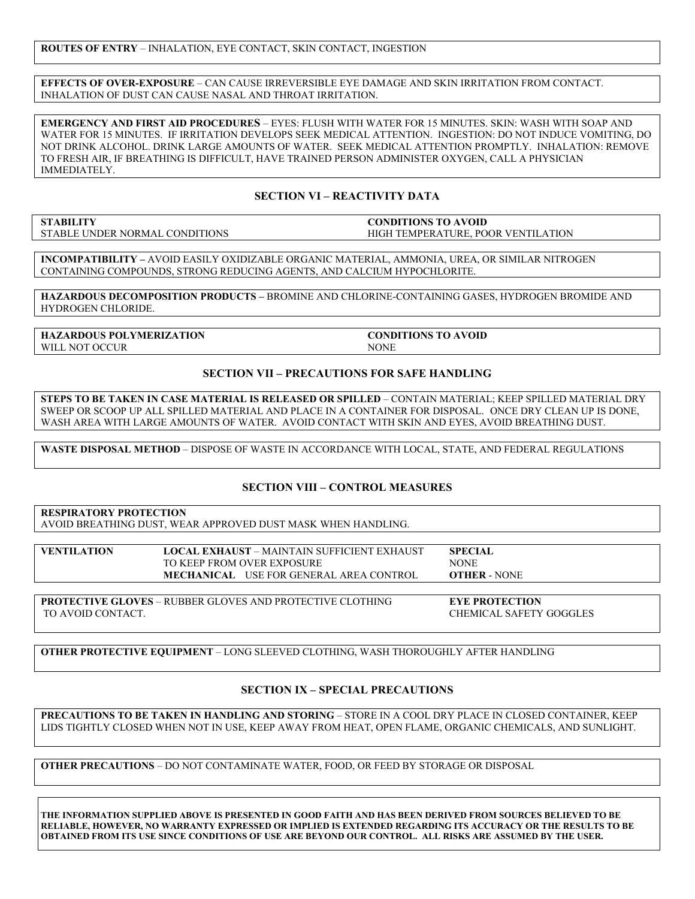**ROUTES OF ENTRY** – INHALATION, EYE CONTACT, SKIN CONTACT, INGESTION

**EFFECTS OF OVER-EXPOSURE** – CAN CAUSE IRREVERSIBLE EYE DAMAGE AND SKIN IRRITATION FROM CONTACT. INHALATION OF DUST CAN CAUSE NASAL AND THROAT IRRITATION.

**EMERGENCY AND FIRST AID PROCEDURES** – EYES: FLUSH WITH WATER FOR 15 MINUTES. SKIN: WASH WITH SOAP AND WATER FOR 15 MINUTES. IF IRRITATION DEVELOPS SEEK MEDICAL ATTENTION. INGESTION: DO NOT INDUCE VOMITING, DO NOT DRINK ALCOHOL. DRINK LARGE AMOUNTS OF WATER. SEEK MEDICAL ATTENTION PROMPTLY. INHALATION: REMOVE TO FRESH AIR, IF BREATHING IS DIFFICULT, HAVE TRAINED PERSON ADMINISTER OXYGEN, CALL A PHYSICIAN IMMEDIATELY.

## SECTION VI – REACTIVITY DATA

| **STABILITY** | **CONDITIONS TO AVOID** |
|---|---|
| STABLE UNDER NORMAL CONDITIONS | HIGH TEMPERATURE, POOR VENTILATION |

**INCOMPATIBILITY –** AVOID EASILY OXIDIZABLE ORGANIC MATERIAL, AMMONIA, UREA, OR SIMILAR NITROGEN CONTAINING COMPOUNDS, STRONG REDUCING AGENTS, AND CALCIUM HYPOCHLORITE.

**HAZARDOUS DECOMPOSITION PRODUCTS –** BROMINE AND CHLORINE-CONTAINING GASES, HYDROGEN BROMIDE AND HYDROGEN CHLORIDE.

| **HAZARDOUS POLYMERIZATION** | **CONDITIONS TO AVOID** |
|---|---|
| WILL NOT OCCUR | NONE |

## SECTION VII – PRECAUTIONS FOR SAFE HANDLING

**STEPS TO BE TAKEN IN CASE MATERIAL IS RELEASED OR SPILLED** – CONTAIN MATERIAL; KEEP SPILLED MATERIAL DRY SWEEP OR SCOOP UP ALL SPILLED MATERIAL AND PLACE IN A CONTAINER FOR DISPOSAL. ONCE DRY CLEAN UP IS DONE, WASH AREA WITH LARGE AMOUNTS OF WATER. AVOID CONTACT WITH SKIN AND EYES, AVOID BREATHING DUST.

**WASTE DISPOSAL METHOD** – DISPOSE OF WASTE IN ACCORDANCE WITH LOCAL, STATE, AND FEDERAL REGULATIONS

## SECTION VIII – CONTROL MEASURES

**RESPIRATORY PROTECTION**
AVOID BREATHING DUST, WEAR APPROVED DUST MASK WHEN HANDLING.

| **VENTILATION** | | |
|---|---|---|
| | **LOCAL EXHAUST** – MAINTAIN SUFFICIENT EXHAUST TO KEEP FROM OVER EXPOSURE | **SPECIAL** NONE |
| | **MECHANICAL** USE FOR GENERAL AREA CONTROL | **OTHER** - NONE |

| **PROTECTIVE GLOVES** – RUBBER GLOVES AND PROTECTIVE CLOTHING TO AVOID CONTACT. | **EYE PROTECTION** CHEMICAL SAFETY GOGGLES |
|---|---|

**OTHER PROTECTIVE EQUIPMENT** – LONG SLEEVED CLOTHING, WASH THOROUGHLY AFTER HANDLING

## SECTION IX – SPECIAL PRECAUTIONS

**PRECAUTIONS TO BE TAKEN IN HANDLING AND STORING** – STORE IN A COOL DRY PLACE IN CLOSED CONTAINER, KEEP LIDS TIGHTLY CLOSED WHEN NOT IN USE, KEEP AWAY FROM HEAT, OPEN FLAME, ORGANIC CHEMICALS, AND SUNLIGHT.

**OTHER PRECAUTIONS** – DO NOT CONTAMINATE WATER, FOOD, OR FEED BY STORAGE OR DISPOSAL

**THE INFORMATION SUPPLIED ABOVE IS PRESENTED IN GOOD FAITH AND HAS BEEN DERIVED FROM SOURCES BELIEVED TO BE RELIABLE, HOWEVER, NO WARRANTY EXPRESSED OR IMPLIED IS EXTENDED REGARDING ITS ACCURACY OR THE RESULTS TO BE OBTAINED FROM ITS USE SINCE CONDITIONS OF USE ARE BEYOND OUR CONTROL. ALL RISKS ARE ASSUMED BY THE USER.**